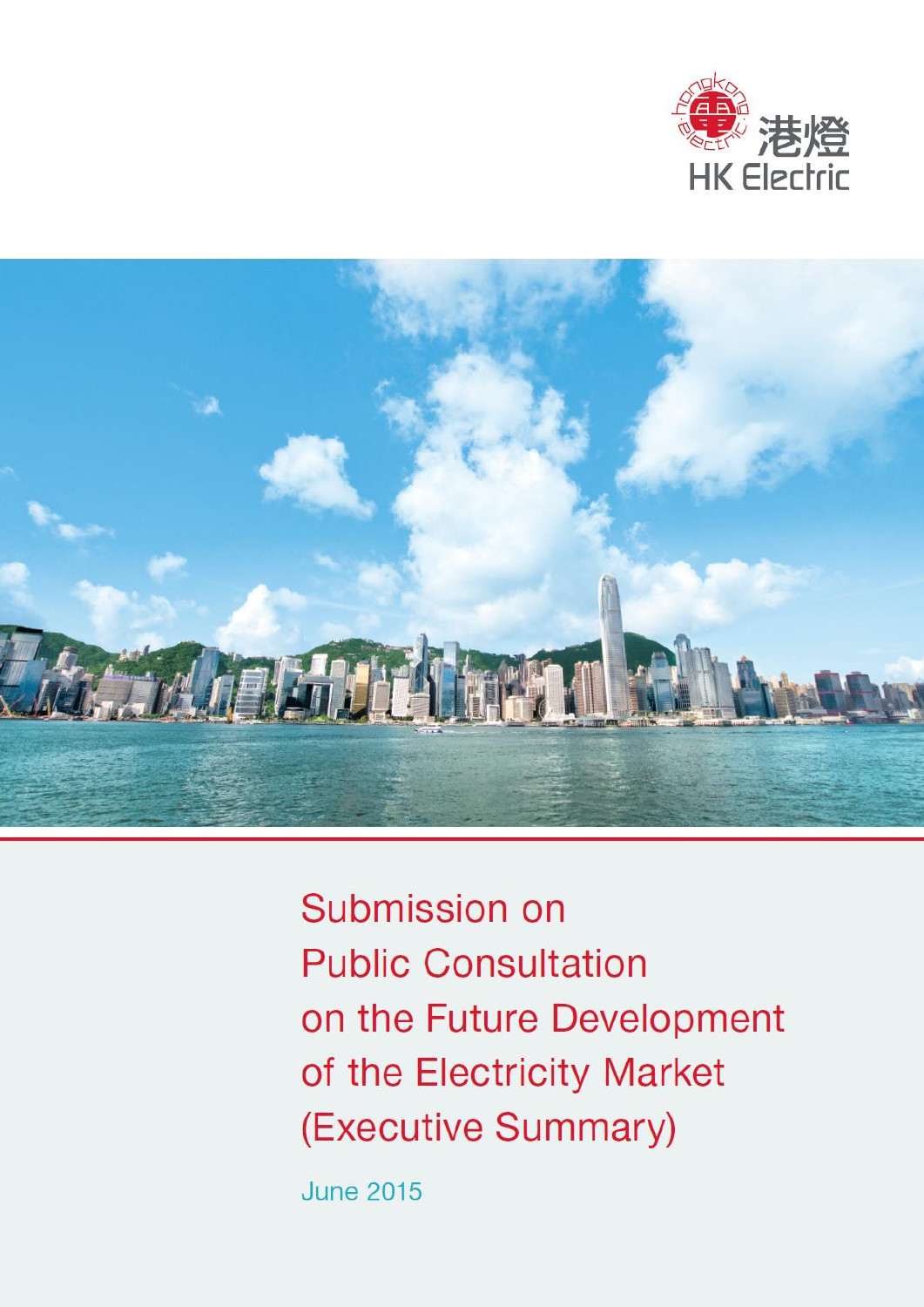港燈
HK Electric

# Submission on Public Consultation on the Future Development of the Electricity Market (Executive Summary)

June 2015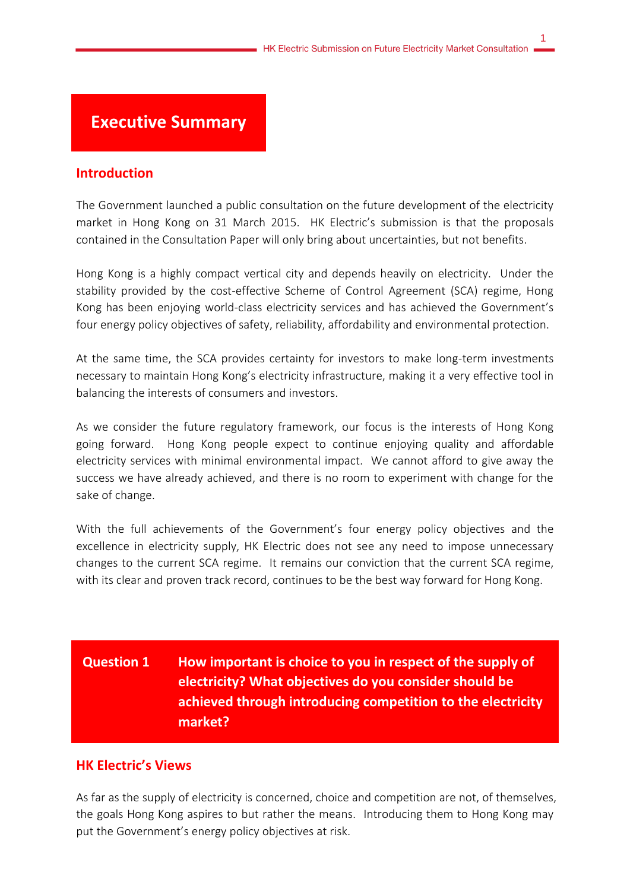# Executive Summary

## Introduction

The Government launched a public consultation on the future development of the electricity market in Hong Kong on 31 March 2015. HK Electric's submission is that the proposals contained in the Consultation Paper will only bring about uncertainties, but not benefits.

Hong Kong is a highly compact vertical city and depends heavily on electricity. Under the stability provided by the cost-effective Scheme of Control Agreement (SCA) regime, Hong Kong has been enjoying world-class electricity services and has achieved the Government's four energy policy objectives of safety, reliability, affordability and environmental protection.

At the same time, the SCA provides certainty for investors to make long-term investments necessary to maintain Hong Kong's electricity infrastructure, making it a very effective tool in balancing the interests of consumers and investors.

As we consider the future regulatory framework, our focus is the interests of Hong Kong going forward. Hong Kong people expect to continue enjoying quality and affordable electricity services with minimal environmental impact. We cannot afford to give away the success we have already achieved, and there is no room to experiment with change for the sake of change.

With the full achievements of the Government's four energy policy objectives and the excellence in electricity supply, HK Electric does not see any need to impose unnecessary changes to the current SCA regime. It remains our conviction that the current SCA regime, with its clear and proven track record, continues to be the best way forward for Hong Kong.

## Question 1 How important is choice to you in respect of the supply of electricity? What objectives do you consider should be achieved through introducing competition to the electricity market?

### HK Electric's Views

As far as the supply of electricity is concerned, choice and competition are not, of themselves, the goals Hong Kong aspires to but rather the means. Introducing them to Hong Kong may put the Government's energy policy objectives at risk.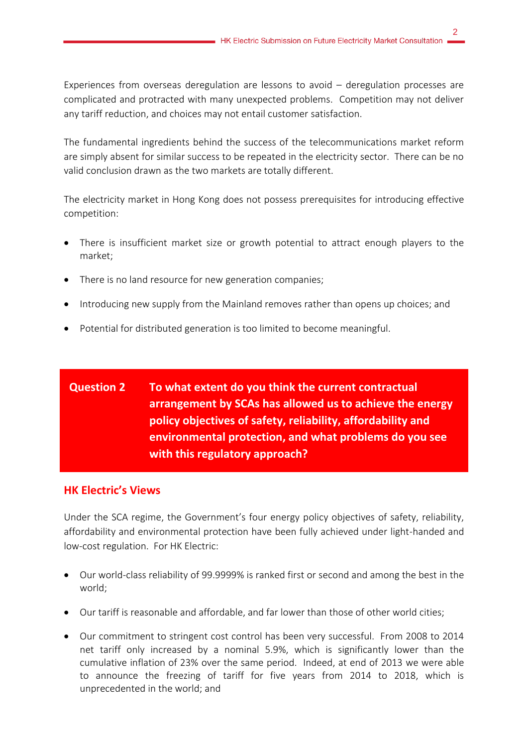Experiences from overseas deregulation are lessons to avoid – deregulation processes are complicated and protracted with many unexpected problems. Competition may not deliver any tariff reduction, and choices may not entail customer satisfaction.

The fundamental ingredients behind the success of the telecommunications market reform are simply absent for similar success to be repeated in the electricity sector. There can be no valid conclusion drawn as the two markets are totally different.

The electricity market in Hong Kong does not possess prerequisites for introducing effective competition:

- There is insufficient market size or growth potential to attract enough players to the market;
- There is no land resource for new generation companies;
- Introducing new supply from the Mainland removes rather than opens up choices; and
- Potential for distributed generation is too limited to become meaningful.

## Question 2 To what extent do you think the current contractual arrangement by SCAs has allowed us to achieve the energy policy objectives of safety, reliability, affordability and environmental protection, and what problems do you see with this regulatory approach?

### HK Electric's Views

Under the SCA regime, the Government's four energy policy objectives of safety, reliability, affordability and environmental protection have been fully achieved under light-handed and low-cost regulation. For HK Electric:

- Our world-class reliability of 99.9999% is ranked first or second and among the best in the world;
- Our tariff is reasonable and affordable, and far lower than those of other world cities;
- Our commitment to stringent cost control has been very successful. From 2008 to 2014 net tariff only increased by a nominal 5.9%, which is significantly lower than the cumulative inflation of 23% over the same period. Indeed, at end of 2013 we were able to announce the freezing of tariff for five years from 2014 to 2018, which is unprecedented in the world; and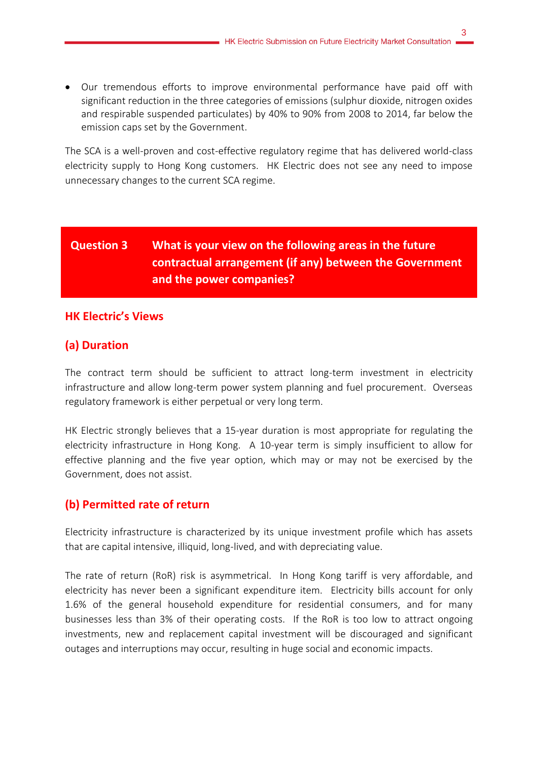- Our tremendous efforts to improve environmental performance have paid off with significant reduction in the three categories of emissions (sulphur dioxide, nitrogen oxides and respirable suspended particulates) by 40% to 90% from 2008 to 2014, far below the emission caps set by the Government.

The SCA is a well-proven and cost-effective regulatory regime that has delivered world-class electricity supply to Hong Kong customers. HK Electric does not see any need to impose unnecessary changes to the current SCA regime.

## Question 3 What is your view on the following areas in the future contractual arrangement (if any) between the Government and the power companies?

### HK Electric's Views

### (a) Duration

The contract term should be sufficient to attract long-term investment in electricity infrastructure and allow long-term power system planning and fuel procurement. Overseas regulatory framework is either perpetual or very long term.

HK Electric strongly believes that a 15-year duration is most appropriate for regulating the electricity infrastructure in Hong Kong. A 10-year term is simply insufficient to allow for effective planning and the five year option, which may or may not be exercised by the Government, does not assist.

### (b) Permitted rate of return

Electricity infrastructure is characterized by its unique investment profile which has assets that are capital intensive, illiquid, long-lived, and with depreciating value.

The rate of return (RoR) risk is asymmetrical. In Hong Kong tariff is very affordable, and electricity has never been a significant expenditure item. Electricity bills account for only 1.6% of the general household expenditure for residential consumers, and for many businesses less than 3% of their operating costs. If the RoR is too low to attract ongoing investments, new and replacement capital investment will be discouraged and significant outages and interruptions may occur, resulting in huge social and economic impacts.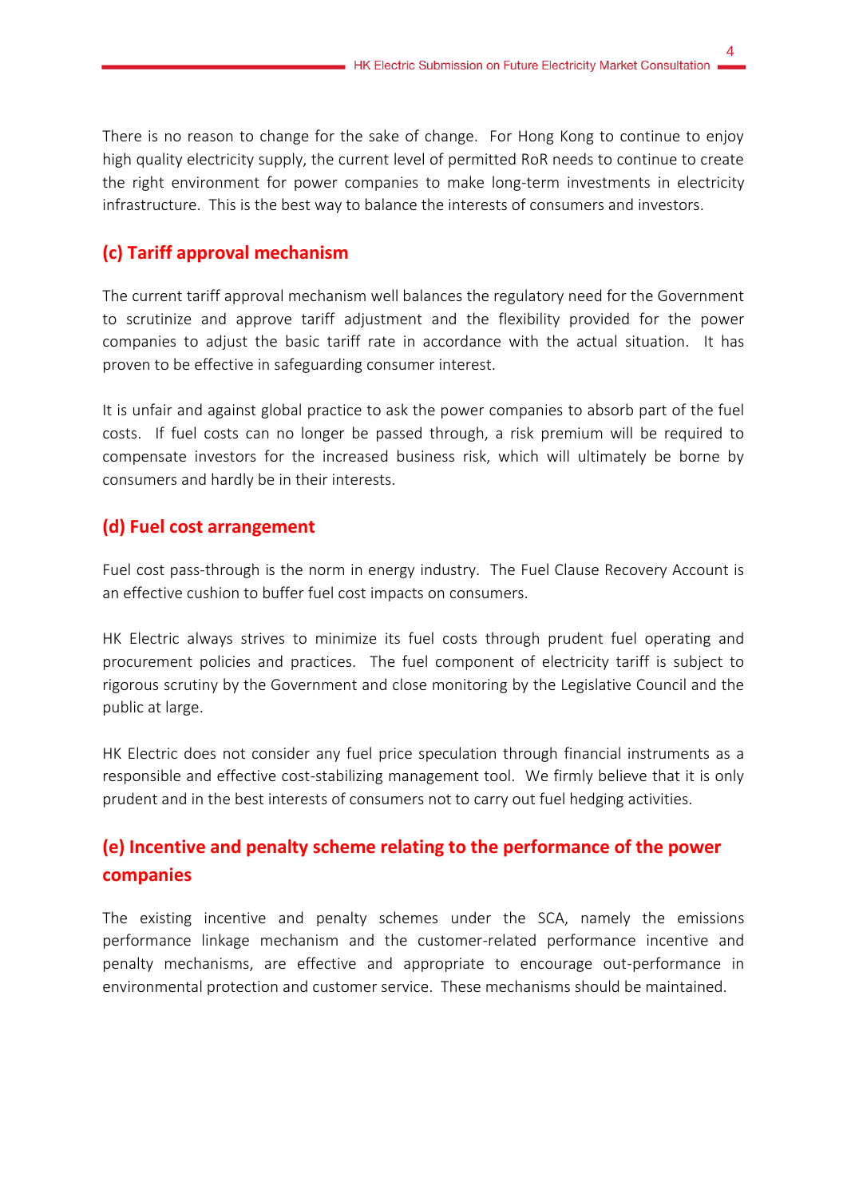There is no reason to change for the sake of change. For Hong Kong to continue to enjoy high quality electricity supply, the current level of permitted RoR needs to continue to create the right environment for power companies to make long-term investments in electricity infrastructure. This is the best way to balance the interests of consumers and investors.

### (c) Tariff approval mechanism

The current tariff approval mechanism well balances the regulatory need for the Government to scrutinize and approve tariff adjustment and the flexibility provided for the power companies to adjust the basic tariff rate in accordance with the actual situation. It has proven to be effective in safeguarding consumer interest.

It is unfair and against global practice to ask the power companies to absorb part of the fuel costs. If fuel costs can no longer be passed through, a risk premium will be required to compensate investors for the increased business risk, which will ultimately be borne by consumers and hardly be in their interests.

### (d) Fuel cost arrangement

Fuel cost pass-through is the norm in energy industry. The Fuel Clause Recovery Account is an effective cushion to buffer fuel cost impacts on consumers.

HK Electric always strives to minimize its fuel costs through prudent fuel operating and procurement policies and practices. The fuel component of electricity tariff is subject to rigorous scrutiny by the Government and close monitoring by the Legislative Council and the public at large.

HK Electric does not consider any fuel price speculation through financial instruments as a responsible and effective cost-stabilizing management tool. We firmly believe that it is only prudent and in the best interests of consumers not to carry out fuel hedging activities.

### (e) Incentive and penalty scheme relating to the performance of the power companies

The existing incentive and penalty schemes under the SCA, namely the emissions performance linkage mechanism and the customer-related performance incentive and penalty mechanisms, are effective and appropriate to encourage out-performance in environmental protection and customer service. These mechanisms should be maintained.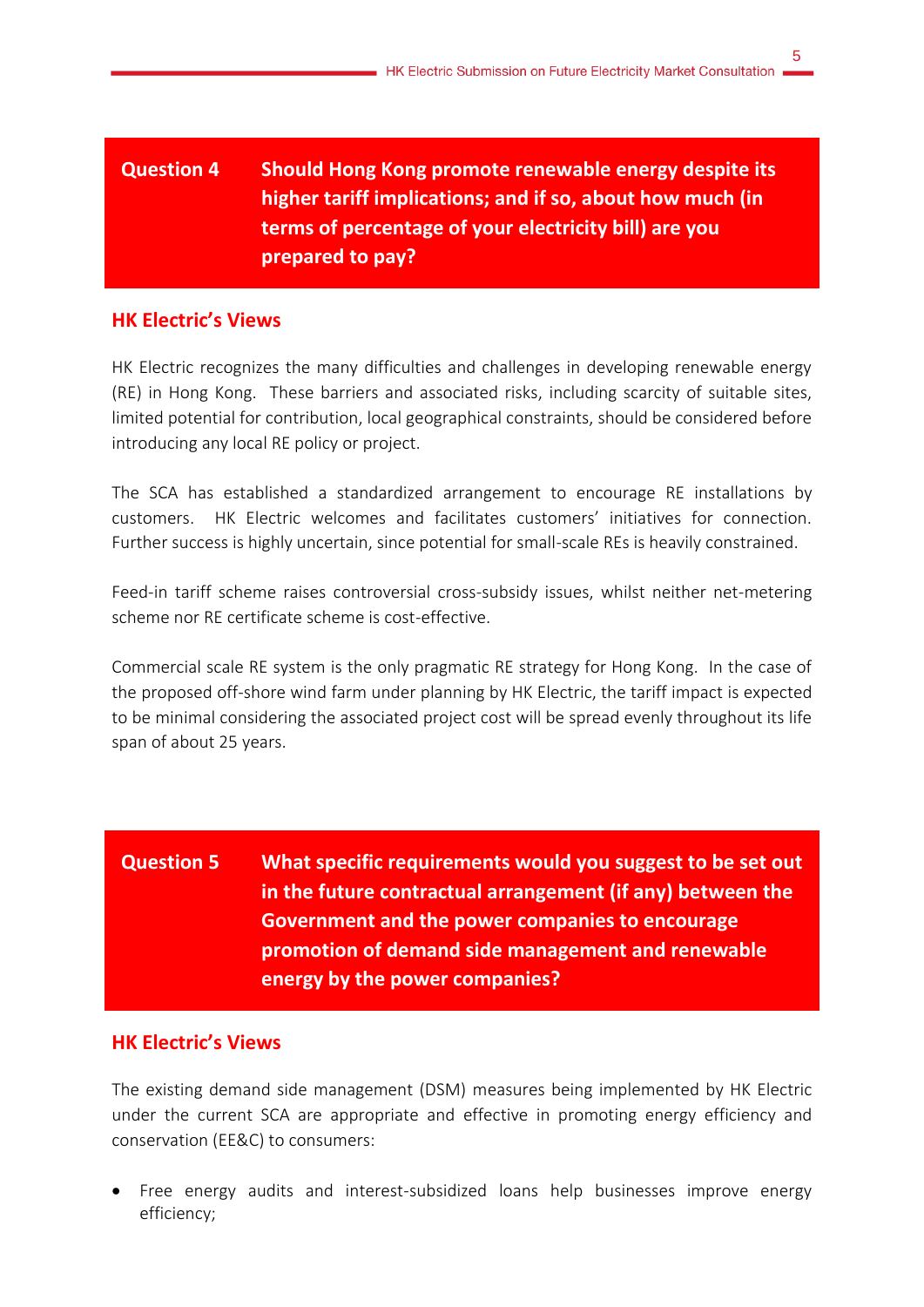## Question 4 Should Hong Kong promote renewable energy despite its higher tariff implications; and if so, about how much (in terms of percentage of your electricity bill) are you prepared to pay?

### HK Electric's Views

HK Electric recognizes the many difficulties and challenges in developing renewable energy (RE) in Hong Kong. These barriers and associated risks, including scarcity of suitable sites, limited potential for contribution, local geographical constraints, should be considered before introducing any local RE policy or project.

The SCA has established a standardized arrangement to encourage RE installations by customers. HK Electric welcomes and facilitates customers' initiatives for connection. Further success is highly uncertain, since potential for small-scale REs is heavily constrained.

Feed-in tariff scheme raises controversial cross-subsidy issues, whilst neither net-metering scheme nor RE certificate scheme is cost-effective.

Commercial scale RE system is the only pragmatic RE strategy for Hong Kong. In the case of the proposed off-shore wind farm under planning by HK Electric, the tariff impact is expected to be minimal considering the associated project cost will be spread evenly throughout its life span of about 25 years.

## Question 5 What specific requirements would you suggest to be set out in the future contractual arrangement (if any) between the Government and the power companies to encourage promotion of demand side management and renewable energy by the power companies?

### HK Electric's Views

The existing demand side management (DSM) measures being implemented by HK Electric under the current SCA are appropriate and effective in promoting energy efficiency and conservation (EE&C) to consumers:

- Free energy audits and interest-subsidized loans help businesses improve energy efficiency;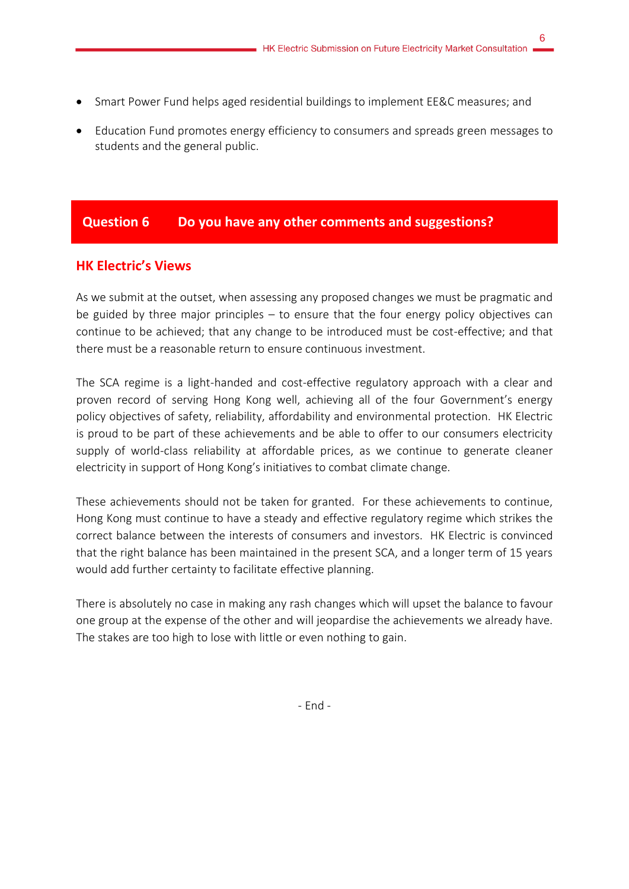- Smart Power Fund helps aged residential buildings to implement EE&C measures; and
- Education Fund promotes energy efficiency to consumers and spreads green messages to students and the general public.

## Question 6 Do you have any other comments and suggestions?

### HK Electric's Views

As we submit at the outset, when assessing any proposed changes we must be pragmatic and be guided by three major principles – to ensure that the four energy policy objectives can continue to be achieved; that any change to be introduced must be cost-effective; and that there must be a reasonable return to ensure continuous investment.

The SCA regime is a light-handed and cost-effective regulatory approach with a clear and proven record of serving Hong Kong well, achieving all of the four Government's energy policy objectives of safety, reliability, affordability and environmental protection. HK Electric is proud to be part of these achievements and be able to offer to our consumers electricity supply of world-class reliability at affordable prices, as we continue to generate cleaner electricity in support of Hong Kong's initiatives to combat climate change.

These achievements should not be taken for granted. For these achievements to continue, Hong Kong must continue to have a steady and effective regulatory regime which strikes the correct balance between the interests of consumers and investors. HK Electric is convinced that the right balance has been maintained in the present SCA, and a longer term of 15 years would add further certainty to facilitate effective planning.

There is absolutely no case in making any rash changes which will upset the balance to favour one group at the expense of the other and will jeopardise the achievements we already have. The stakes are too high to lose with little or even nothing to gain.

- End -